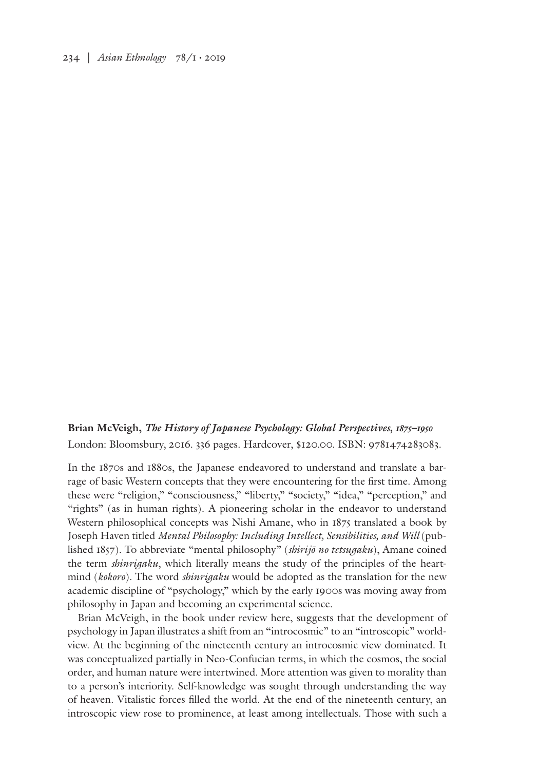**Brian McVeigh, *The History of Japanese Psychology: Global Perspectives, 1875–1950***
London: Bloomsbury, 2016. 336 pages. Hardcover, $120.00. ISBN: 9781474283083.

In the 1870s and 1880s, the Japanese endeavored to understand and translate a barrage of basic Western concepts that they were encountering for the first time. Among these were "religion," "consciousness," "liberty," "society," "idea," "perception," and "rights" (as in human rights). A pioneering scholar in the endeavor to understand Western philosophical concepts was Nishi Amane, who in 1875 translated a book by Joseph Haven titled *Mental Philosophy: Including Intellect, Sensibilities, and Will* (published 1857). To abbreviate "mental philosophy" (*shirijō no tetsugaku*), Amane coined the term *shinrigaku*, which literally means the study of the principles of the heart-mind (*kokoro*). The word *shinrigaku* would be adopted as the translation for the new academic discipline of "psychology," which by the early 1900s was moving away from philosophy in Japan and becoming an experimental science.

Brian McVeigh, in the book under review here, suggests that the development of psychology in Japan illustrates a shift from an "introcosmic" to an "introscopic" worldview. At the beginning of the nineteenth century an introcosmic view dominated. It was conceptualized partially in Neo-Confucian terms, in which the cosmos, the social order, and human nature were intertwined. More attention was given to morality than to a person's interiority. Self-knowledge was sought through understanding the way of heaven. Vitalistic forces filled the world. At the end of the nineteenth century, an introscopic view rose to prominence, at least among intellectuals. Those with such a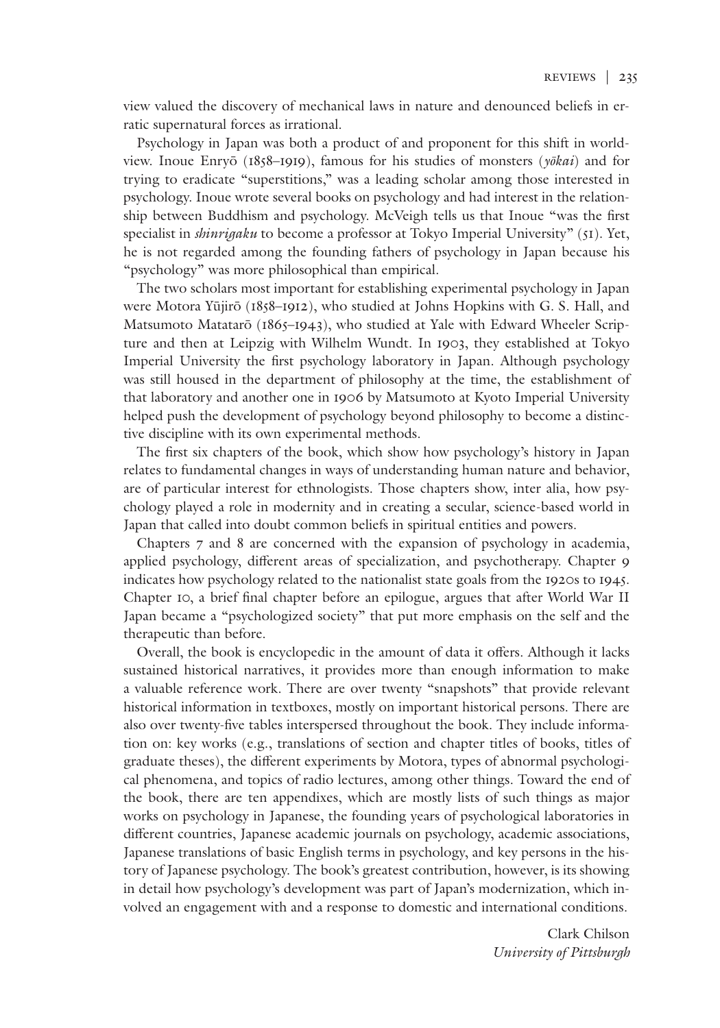view valued the discovery of mechanical laws in nature and denounced beliefs in erratic supernatural forces as irrational.

Psychology in Japan was both a product of and proponent for this shift in worldview. Inoue Enryō (1858–1919), famous for his studies of monsters (*yōkai*) and for trying to eradicate "superstitions," was a leading scholar among those interested in psychology. Inoue wrote several books on psychology and had interest in the relationship between Buddhism and psychology. McVeigh tells us that Inoue "was the first specialist in *shinrigaku* to become a professor at Tokyo Imperial University" (51). Yet, he is not regarded among the founding fathers of psychology in Japan because his "psychology" was more philosophical than empirical.

The two scholars most important for establishing experimental psychology in Japan were Motora Yūjirō (1858–1912), who studied at Johns Hopkins with G. S. Hall, and Matsumoto Matatarō (1865–1943), who studied at Yale with Edward Wheeler Scripture and then at Leipzig with Wilhelm Wundt. In 1903, they established at Tokyo Imperial University the first psychology laboratory in Japan. Although psychology was still housed in the department of philosophy at the time, the establishment of that laboratory and another one in 1906 by Matsumoto at Kyoto Imperial University helped push the development of psychology beyond philosophy to become a distinctive discipline with its own experimental methods.

The first six chapters of the book, which show how psychology's history in Japan relates to fundamental changes in ways of understanding human nature and behavior, are of particular interest for ethnologists. Those chapters show, inter alia, how psychology played a role in modernity and in creating a secular, science-based world in Japan that called into doubt common beliefs in spiritual entities and powers.

Chapters 7 and 8 are concerned with the expansion of psychology in academia, applied psychology, different areas of specialization, and psychotherapy. Chapter 9 indicates how psychology related to the nationalist state goals from the 1920s to 1945. Chapter 10, a brief final chapter before an epilogue, argues that after World War II Japan became a "psychologized society" that put more emphasis on the self and the therapeutic than before.

Overall, the book is encyclopedic in the amount of data it offers. Although it lacks sustained historical narratives, it provides more than enough information to make a valuable reference work. There are over twenty "snapshots" that provide relevant historical information in textboxes, mostly on important historical persons. There are also over twenty-five tables interspersed throughout the book. They include information on: key works (e.g., translations of section and chapter titles of books, titles of graduate theses), the different experiments by Motora, types of abnormal psychological phenomena, and topics of radio lectures, among other things. Toward the end of the book, there are ten appendixes, which are mostly lists of such things as major works on psychology in Japanese, the founding years of psychological laboratories in different countries, Japanese academic journals on psychology, academic associations, Japanese translations of basic English terms in psychology, and key persons in the history of Japanese psychology. The book's greatest contribution, however, is its showing in detail how psychology's development was part of Japan's modernization, which involved an engagement with and a response to domestic and international conditions.

Clark Chilson
*University of Pittsburgh*